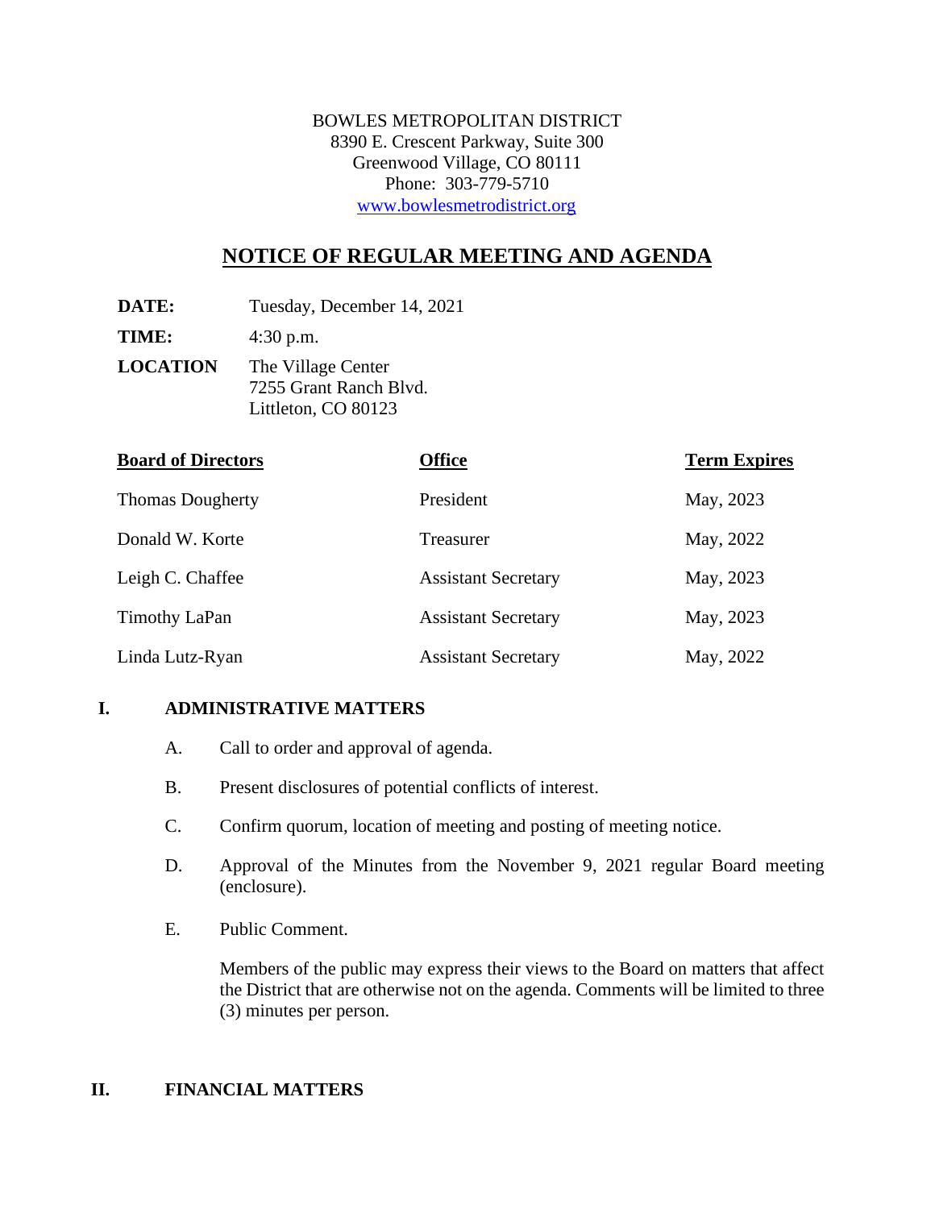BOWLES METROPOLITAN DISTRICT
8390 E. Crescent Parkway, Suite 300
Greenwood Village, CO 80111
Phone: 303-779-5710
www.bowlesmetrodistrict.org

# NOTICE OF REGULAR MEETING AND AGENDA

**DATE:** Tuesday, December 14, 2021

**TIME:** 4:30 p.m.

**LOCATION** The Village Center
7255 Grant Ranch Blvd.
Littleton, CO 80123

| Board of Directors | Office | Term Expires |
|---|---|---|
| Thomas Dougherty | President | May, 2023 |
| Donald W. Korte | Treasurer | May, 2022 |
| Leigh C. Chaffee | Assistant Secretary | May, 2023 |
| Timothy LaPan | Assistant Secretary | May, 2023 |
| Linda Lutz-Ryan | Assistant Secretary | May, 2022 |

## I. ADMINISTRATIVE MATTERS

A. Call to order and approval of agenda.

B. Present disclosures of potential conflicts of interest.

C. Confirm quorum, location of meeting and posting of meeting notice.

D. Approval of the Minutes from the November 9, 2021 regular Board meeting (enclosure).

E. Public Comment.

Members of the public may express their views to the Board on matters that affect the District that are otherwise not on the agenda. Comments will be limited to three (3) minutes per person.

## II. FINANCIAL MATTERS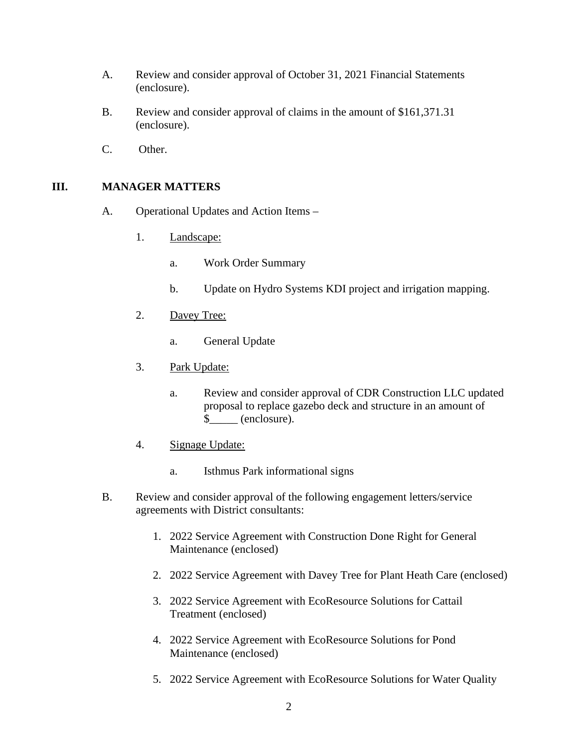A. Review and consider approval of October 31, 2021 Financial Statements (enclosure).

B. Review and consider approval of claims in the amount of $161,371.31 (enclosure).

C. Other.

## III. MANAGER MATTERS

A. Operational Updates and Action Items –

1. Landscape:

   a. Work Order Summary

   b. Update on Hydro Systems KDI project and irrigation mapping.

2. Davey Tree:

   a. General Update

3. Park Update:

   a. Review and consider approval of CDR Construction LLC updated proposal to replace gazebo deck and structure in an amount of $_____ (enclosure).

4. Signage Update:

   a. Isthmus Park informational signs

B. Review and consider approval of the following engagement letters/service agreements with District consultants:

1. 2022 Service Agreement with Construction Done Right for General Maintenance (enclosed)

2. 2022 Service Agreement with Davey Tree for Plant Heath Care (enclosed)

3. 2022 Service Agreement with EcoResource Solutions for Cattail Treatment (enclosed)

4. 2022 Service Agreement with EcoResource Solutions for Pond Maintenance (enclosed)

5. 2022 Service Agreement with EcoResource Solutions for Water Quality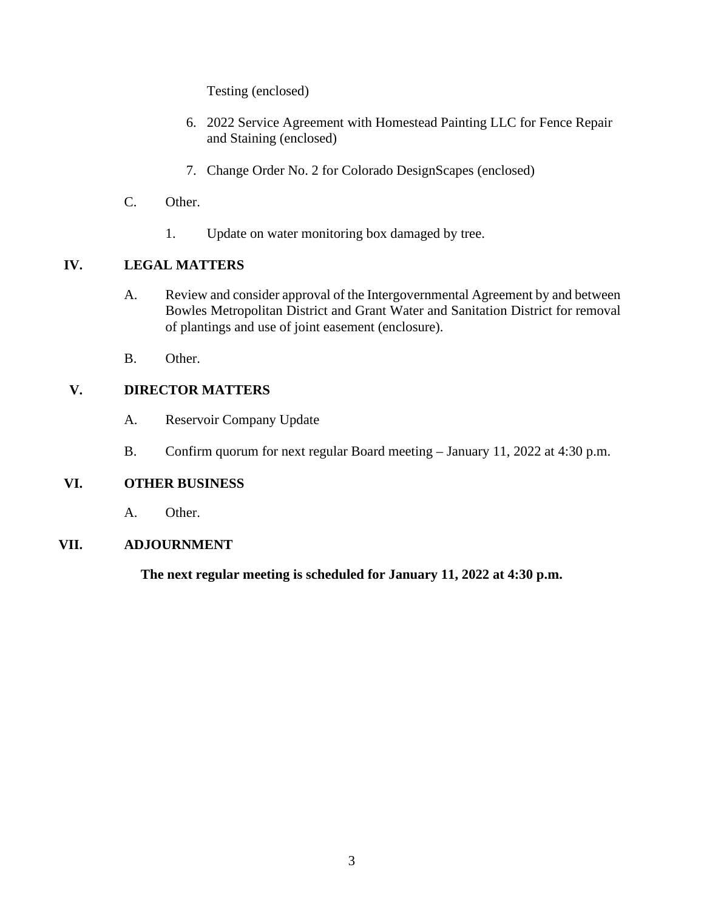Testing (enclosed)

6. 2022 Service Agreement with Homestead Painting LLC for Fence Repair and Staining (enclosed)

7. Change Order No. 2 for Colorado DesignScapes (enclosed)

C. Other.

1. Update on water monitoring box damaged by tree.

**IV. LEGAL MATTERS**

A. Review and consider approval of the Intergovernmental Agreement by and between Bowles Metropolitan District and Grant Water and Sanitation District for removal of plantings and use of joint easement (enclosure).

B. Other.

**V. DIRECTOR MATTERS**

A. Reservoir Company Update

B. Confirm quorum for next regular Board meeting – January 11, 2022 at 4:30 p.m.

**VI. OTHER BUSINESS**

A. Other.

**VII. ADJOURNMENT**

**The next regular meeting is scheduled for January 11, 2022 at 4:30 p.m.**